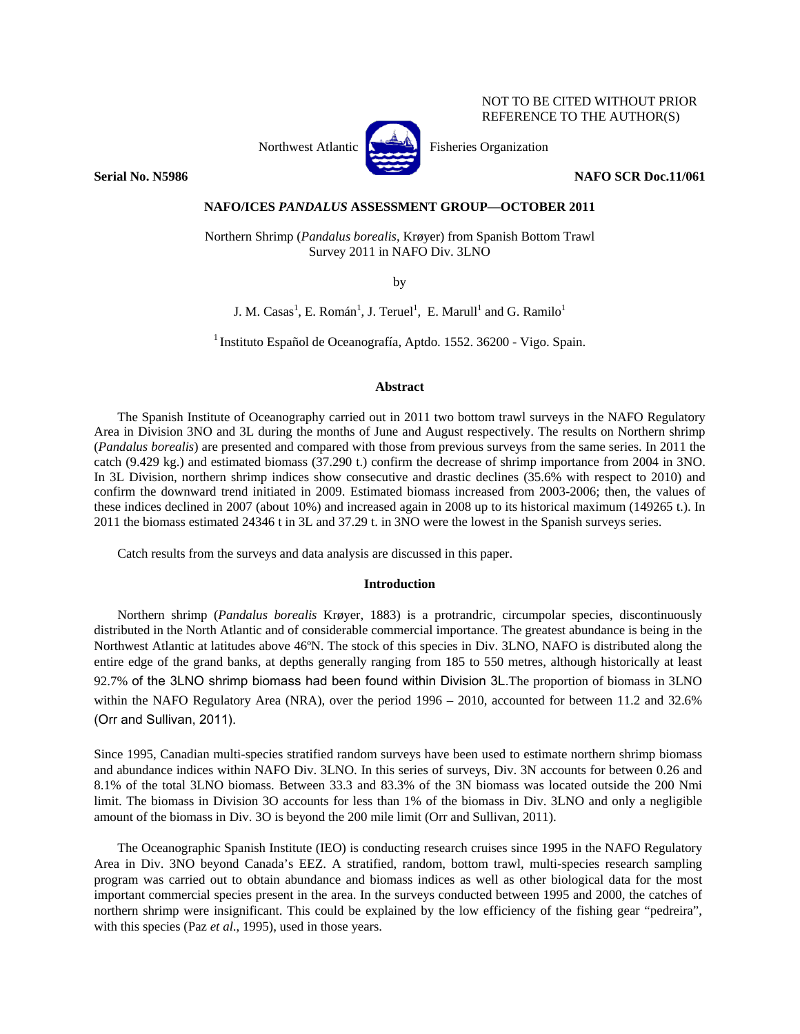NOT TO BE CITED WITHOUT PRIOR REFERENCE TO THE AUTHOR(S)

Northwest Atlantic Fisheries Organization

**Serial No. N5986** **NAFO SCR Doc.11/061**

**NAFO/ICES *PANDALUS* ASSESSMENT GROUP—OCTOBER 2011**

Northern Shrimp (*Pandalus borealis*, Krøyer) from Spanish Bottom Trawl Survey 2011 in NAFO Div. 3LNO

by

J. M. Casas[1], E. Román[1], J. Teruel[1], E. Marull[1] and G. Ramilo[1]

[1] Instituto Español de Oceanografía, Aptdo. 1552. 36200 - Vigo. Spain.

## Abstract

The Spanish Institute of Oceanography carried out in 2011 two bottom trawl surveys in the NAFO Regulatory Area in Division 3NO and 3L during the months of June and August respectively. The results on Northern shrimp (*Pandalus borealis*) are presented and compared with those from previous surveys from the same series. In 2011 the catch (9.429 kg.) and estimated biomass (37.290 t.) confirm the decrease of shrimp importance from 2004 in 3NO. In 3L Division, northern shrimp indices show consecutive and drastic declines (35.6% with respect to 2010) and confirm the downward trend initiated in 2009. Estimated biomass increased from 2003-2006; then, the values of these indices declined in 2007 (about 10%) and increased again in 2008 up to its historical maximum (149265 t.). In 2011 the biomass estimated 24346 t in 3L and 37.29 t. in 3NO were the lowest in the Spanish surveys series.

Catch results from the surveys and data analysis are discussed in this paper.

## Introduction

Northern shrimp (*Pandalus borealis* Krøyer, 1883) is a protrandric, circumpolar species, discontinuously distributed in the North Atlantic and of considerable commercial importance. The greatest abundance is being in the Northwest Atlantic at latitudes above 46ºN. The stock of this species in Div. 3LNO, NAFO is distributed along the entire edge of the grand banks, at depths generally ranging from 185 to 550 metres, although historically at least 92.7% of the 3LNO shrimp biomass had been found within Division 3L.The proportion of biomass in 3LNO within the NAFO Regulatory Area (NRA), over the period 1996 – 2010, accounted for between 11.2 and 32.6% (Orr and Sullivan, 2011).

Since 1995, Canadian multi-species stratified random surveys have been used to estimate northern shrimp biomass and abundance indices within NAFO Div. 3LNO. In this series of surveys, Div. 3N accounts for between 0.26 and 8.1% of the total 3LNO biomass. Between 33.3 and 83.3% of the 3N biomass was located outside the 200 Nmi limit. The biomass in Division 3O accounts for less than 1% of the biomass in Div. 3LNO and only a negligible amount of the biomass in Div. 3O is beyond the 200 mile limit (Orr and Sullivan, 2011).

The Oceanographic Spanish Institute (IEO) is conducting research cruises since 1995 in the NAFO Regulatory Area in Div. 3NO beyond Canada's EEZ. A stratified, random, bottom trawl, multi-species research sampling program was carried out to obtain abundance and biomass indices as well as other biological data for the most important commercial species present in the area. In the surveys conducted between 1995 and 2000, the catches of northern shrimp were insignificant. This could be explained by the low efficiency of the fishing gear "pedreira", with this species (Paz *et al*., 1995), used in those years.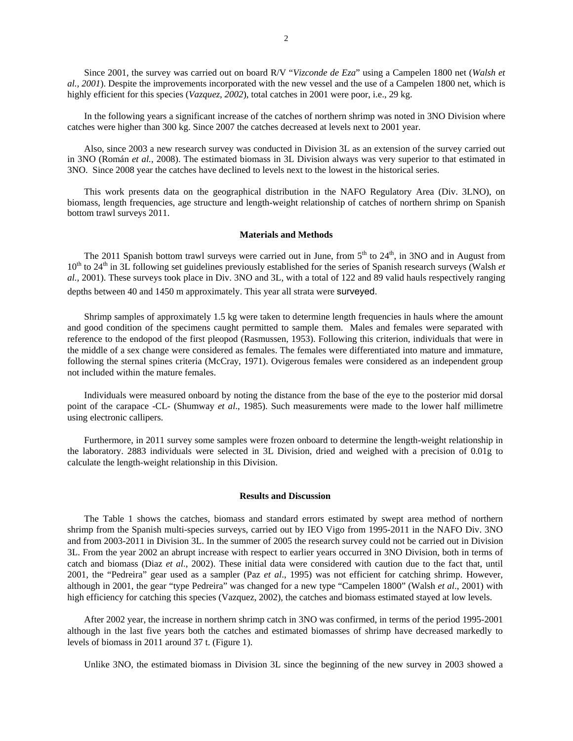Since 2001, the survey was carried out on board R/V "*Vizconde de Eza*" using a Campelen 1800 net (*Walsh et al., 2001*). Despite the improvements incorporated with the new vessel and the use of a Campelen 1800 net, which is highly efficient for this species (*Vazquez, 2002*), total catches in 2001 were poor, i.e., 29 kg.

In the following years a significant increase of the catches of northern shrimp was noted in 3NO Division where catches were higher than 300 kg. Since 2007 the catches decreased at levels next to 2001 year.

Also, since 2003 a new research survey was conducted in Division 3L as an extension of the survey carried out in 3NO (Román *et al.*, 2008). The estimated biomass in 3L Division always was very superior to that estimated in 3NO. Since 2008 year the catches have declined to levels next to the lowest in the historical series.

This work presents data on the geographical distribution in the NAFO Regulatory Area (Div. 3LNO), on biomass, length frequencies, age structure and length-weight relationship of catches of northern shrimp on Spanish bottom trawl surveys 2011.

## Materials and Methods

The 2011 Spanish bottom trawl surveys were carried out in June, from 5th to 24th, in 3NO and in August from 10th to 24th in 3L following set guidelines previously established for the series of Spanish research surveys (Walsh *et al.*, 2001). These surveys took place in Div. 3NO and 3L, with a total of 122 and 89 valid hauls respectively ranging depths between 40 and 1450 m approximately. This year all strata were surveyed.

Shrimp samples of approximately 1.5 kg were taken to determine length frequencies in hauls where the amount and good condition of the specimens caught permitted to sample them. Males and females were separated with reference to the endopod of the first pleopod (Rasmussen, 1953). Following this criterion, individuals that were in the middle of a sex change were considered as females. The females were differentiated into mature and immature, following the sternal spines criteria (McCray, 1971). Ovigerous females were considered as an independent group not included within the mature females.

Individuals were measured onboard by noting the distance from the base of the eye to the posterior mid dorsal point of the carapace -CL- (Shumway *et al*., 1985). Such measurements were made to the lower half millimetre using electronic callipers.

Furthermore, in 2011 survey some samples were frozen onboard to determine the length-weight relationship in the laboratory. 2883 individuals were selected in 3L Division, dried and weighed with a precision of 0.01g to calculate the length-weight relationship in this Division.

## Results and Discussion

The Table 1 shows the catches, biomass and standard errors estimated by swept area method of northern shrimp from the Spanish multi-species surveys, carried out by IEO Vigo from 1995-2011 in the NAFO Div. 3NO and from 2003-2011 in Division 3L. In the summer of 2005 the research survey could not be carried out in Division 3L. From the year 2002 an abrupt increase with respect to earlier years occurred in 3NO Division, both in terms of catch and biomass (Diaz *et al*., 2002). These initial data were considered with caution due to the fact that, until 2001, the "Pedreira" gear used as a sampler (Paz *et al*., 1995) was not efficient for catching shrimp. However, although in 2001, the gear "type Pedreira" was changed for a new type "Campelen 1800" (Walsh *et al*., 2001) with high efficiency for catching this species (Vazquez, 2002), the catches and biomass estimated stayed at low levels.

After 2002 year, the increase in northern shrimp catch in 3NO was confirmed, in terms of the period 1995-2001 although in the last five years both the catches and estimated biomasses of shrimp have decreased markedly to levels of biomass in 2011 around 37 t. (Figure 1).

Unlike 3NO, the estimated biomass in Division 3L since the beginning of the new survey in 2003 showed a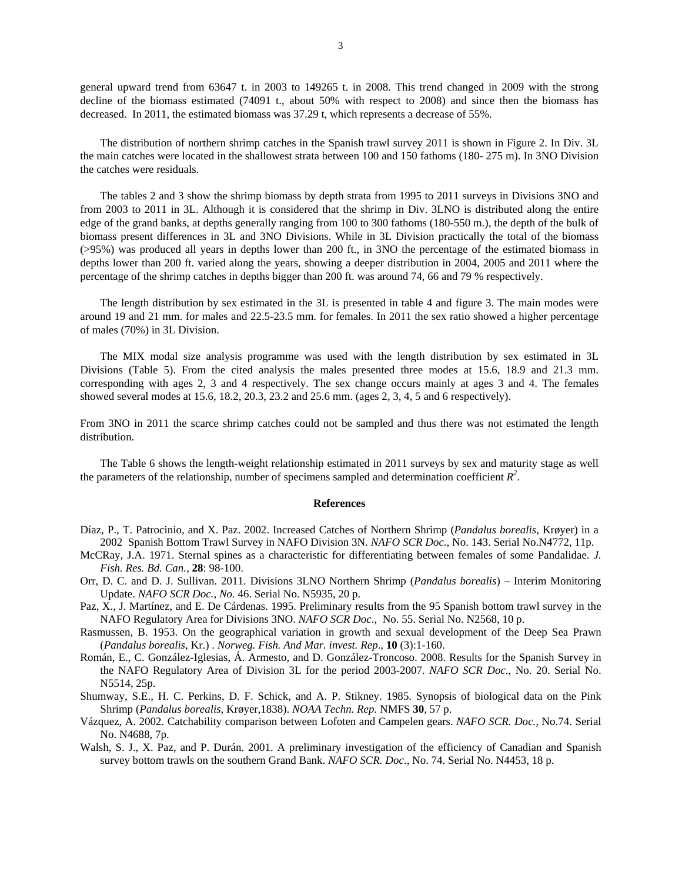general upward trend from 63647 t. in 2003 to 149265 t. in 2008. This trend changed in 2009 with the strong decline of the biomass estimated (74091 t., about 50% with respect to 2008) and since then the biomass has decreased. In 2011, the estimated biomass was 37.29 t, which represents a decrease of 55%.

The distribution of northern shrimp catches in the Spanish trawl survey 2011 is shown in Figure 2. In Div. 3L the main catches were located in the shallowest strata between 100 and 150 fathoms (180- 275 m). In 3NO Division the catches were residuals.

The tables 2 and 3 show the shrimp biomass by depth strata from 1995 to 2011 surveys in Divisions 3NO and from 2003 to 2011 in 3L. Although it is considered that the shrimp in Div. 3LNO is distributed along the entire edge of the grand banks, at depths generally ranging from 100 to 300 fathoms (180-550 m.), the depth of the bulk of biomass present differences in 3L and 3NO Divisions. While in 3L Division practically the total of the biomass (>95%) was produced all years in depths lower than 200 ft., in 3NO the percentage of the estimated biomass in depths lower than 200 ft. varied along the years, showing a deeper distribution in 2004, 2005 and 2011 where the percentage of the shrimp catches in depths bigger than 200 ft. was around 74, 66 and 79 % respectively.

The length distribution by sex estimated in the 3L is presented in table 4 and figure 3. The main modes were around 19 and 21 mm. for males and 22.5-23.5 mm. for females. In 2011 the sex ratio showed a higher percentage of males (70%) in 3L Division.

The MIX modal size analysis programme was used with the length distribution by sex estimated in 3L Divisions (Table 5). From the cited analysis the males presented three modes at 15.6, 18.9 and 21.3 mm. corresponding with ages 2, 3 and 4 respectively. The sex change occurs mainly at ages 3 and 4. The females showed several modes at 15.6, 18.2, 20.3, 23.2 and 25.6 mm. (ages 2, 3, 4, 5 and 6 respectively).

From 3NO in 2011 the scarce shrimp catches could not be sampled and thus there was not estimated the length distribution.

The Table 6 shows the length-weight relationship estimated in 2011 surveys by sex and maturity stage as well the parameters of the relationship, number of specimens sampled and determination coefficient $R^2$.

## References

Díaz, P., T. Patrocinio, and X. Paz. 2002. Increased Catches of Northern Shrimp (*Pandalus borealis*, Krøyer) in a 2002 Spanish Bottom Trawl Survey in NAFO Division 3N. *NAFO SCR Doc.*, No. 143. Serial No.N4772, 11p.

McCRay, J.A. 1971. Sternal spines as a characteristic for differentiating between females of some Pandalidae. *J. Fish. Res. Bd. Can.*, **28**: 98-100.

Orr, D. C. and D. J. Sullivan. 2011. Divisions 3LNO Northern Shrimp (*Pandalus borealis*) – Interim Monitoring Update. *NAFO SCR Doc., No.* 46. Serial No. N5935, 20 p.

Paz, X., J. Martínez, and E. De Cárdenas. 1995. Preliminary results from the 95 Spanish bottom trawl survey in the NAFO Regulatory Area for Divisions 3NO. *NAFO SCR Doc*., No. 55. Serial No. N2568, 10 p.

Rasmussen, B. 1953. On the geographical variation in growth and sexual development of the Deep Sea Prawn (*Pandalus borealis*, Kr.) . *Norweg. Fish. And Mar. invest. Rep*., **10** (3):1-160.

Román, E., C. González-Iglesias, Á. Armesto, and D. González-Troncoso. 2008. Results for the Spanish Survey in the NAFO Regulatory Area of Division 3L for the period 2003-2007. *NAFO SCR Doc*., No. 20. Serial No. N5514, 25p.

Shumway, S.E., H. C. Perkins, D. F. Schick, and A. P. Stikney. 1985. Synopsis of biological data on the Pink Shrimp (*Pandalus borealis*, Krøyer,1838). *NOAA Techn. Rep.* NMFS **30**, 57 p.

Vázquez, A. 2002. Catchability comparison between Lofoten and Campelen gears. *NAFO SCR. Doc.*, No.74. Serial No. N4688, 7p.

Walsh, S. J., X. Paz, and P. Durán. 2001. A preliminary investigation of the efficiency of Canadian and Spanish survey bottom trawls on the southern Grand Bank. *NAFO SCR. Doc*., No. 74. Serial No. N4453, 18 p.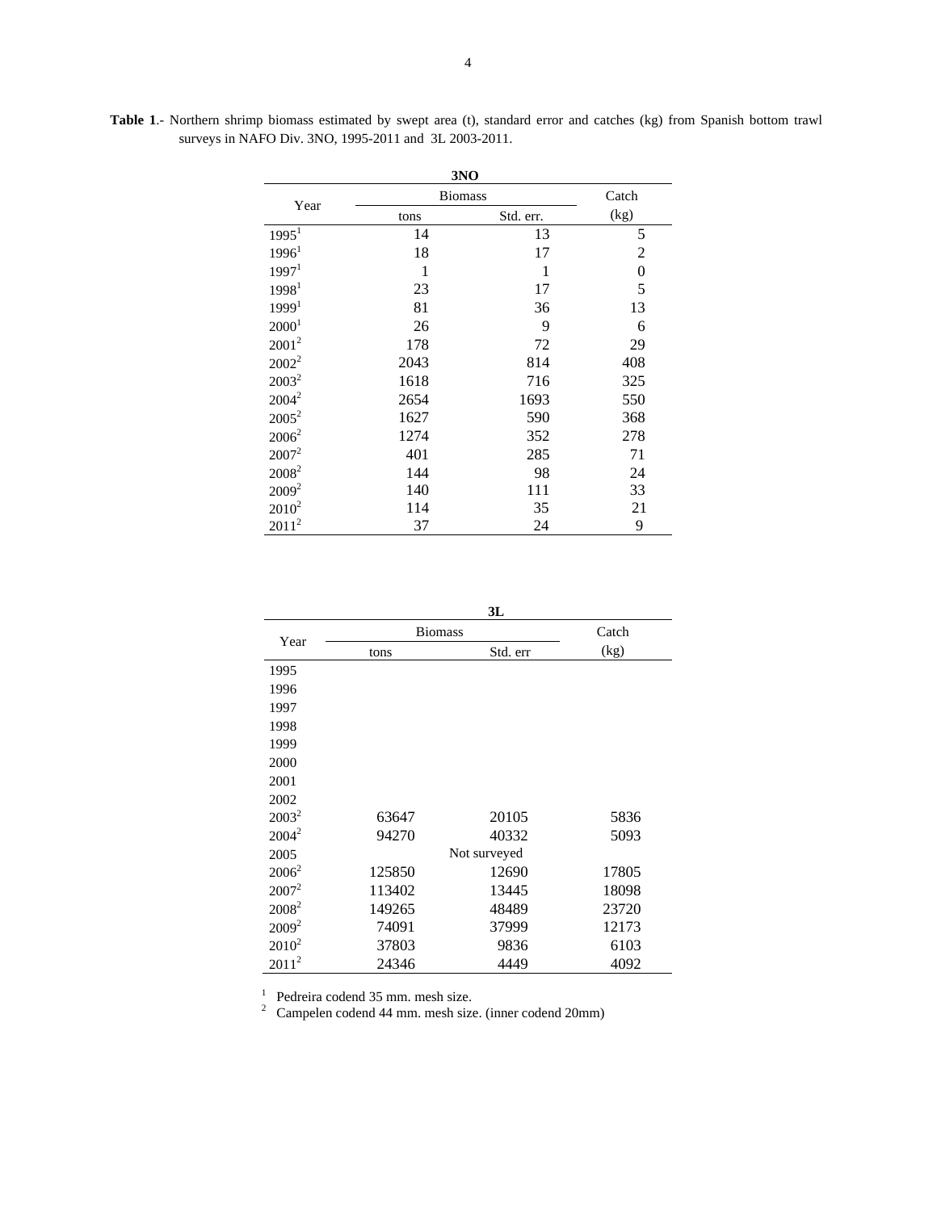**Table 1**.- Northern shrimp biomass estimated by swept area (t), standard error and catches (kg) from Spanish bottom trawl surveys in NAFO Div. 3NO, 1995-2011 and 3L 2003-2011.

| **3NO** | | | |
|---|---|---|---|
| Year | Biomass | | Catch |
| | tons | Std. err. | (kg) |
| 1995[1] | 14 | 13 | 5 |
| 1996[1] | 18 | 17 | 2 |
| 1997[1] | 1 | 1 | 0 |
| 1998[1] | 23 | 17 | 5 |
| 1999[1] | 81 | 36 | 13 |
| 2000[1] | 26 | 9 | 6 |
| 2001[2] | 178 | 72 | 29 |
| 2002[2] | 2043 | 814 | 408 |
| 2003[2] | 1618 | 716 | 325 |
| 2004[2] | 2654 | 1693 | 550 |
| 2005[2] | 1627 | 590 | 368 |
| 2006[2] | 1274 | 352 | 278 |
| 2007[2] | 401 | 285 | 71 |
| 2008[2] | 144 | 98 | 24 |
| 2009[2] | 140 | 111 | 33 |
| 2010[2] | 114 | 35 | 21 |
| 2011[2] | 37 | 24 | 9 |

| **3L** | | | |
|---|---|---|---|
| Year | Biomass | | Catch |
| | tons | Std. err | (kg) |
| 1995 | | | |
| 1996 | | | |
| 1997 | | | |
| 1998 | | | |
| 1999 | | | |
| 2000 | | | |
| 2001 | | | |
| 2002 | | | |
| 2003[2] | 63647 | 20105 | 5836 |
| 2004[2] | 94270 | 40332 | 5093 |
| 2005 | | Not surveyed | |
| 2006[2] | 125850 | 12690 | 17805 |
| 2007[2] | 113402 | 13445 | 18098 |
| 2008[2] | 149265 | 48489 | 23720 |
| 2009[2] | 74091 | 37999 | 12173 |
| 2010[2] | 37803 | 9836 | 6103 |
| 2011[2] | 24346 | 4449 | 4092 |

[1] Pedreira codend 35 mm. mesh size.

[2] Campelen codend 44 mm. mesh size. (inner codend 20mm)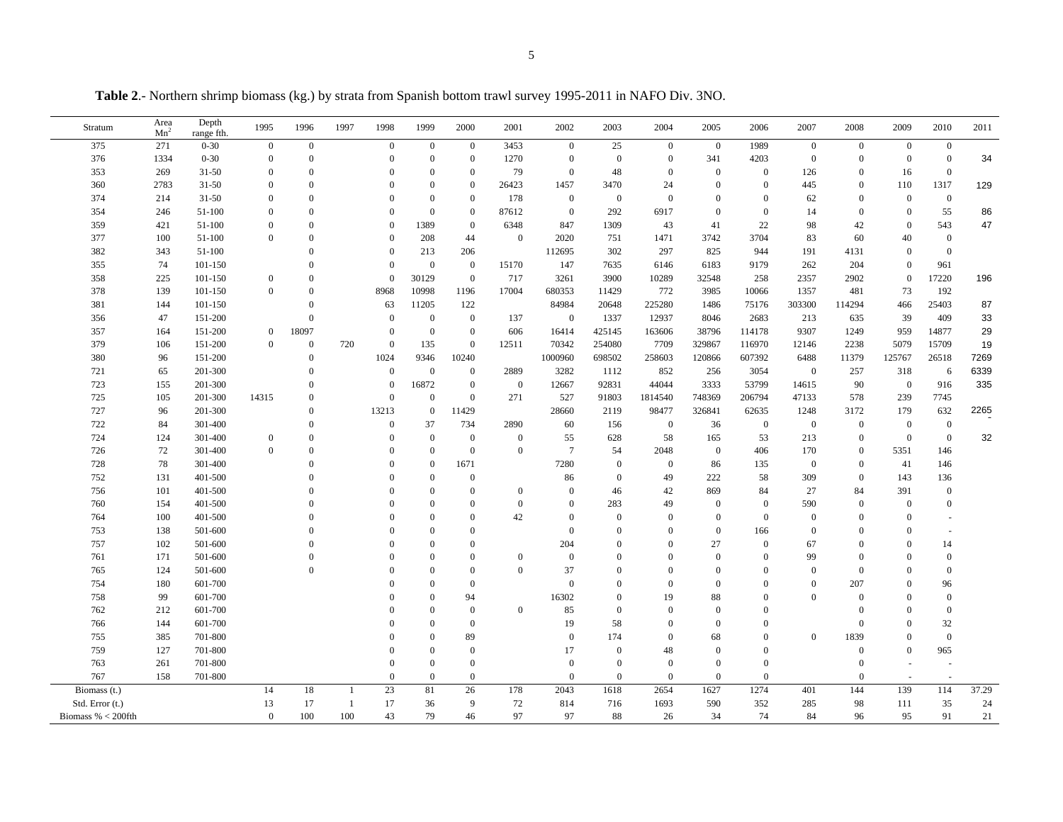**Table 2**.- Northern shrimp biomass (kg.) by strata from Spanish bottom trawl survey 1995-2011 in NAFO Div. 3NO.

| Stratum | Area $Mn^2$ | Depth range fth. | 1995 | 1996 | 1997 | 1998 | 1999 | 2000 | 2001 | 2002 | 2003 | 2004 | 2005 | 2006 | 2007 | 2008 | 2009 | 2010 | 2011 |
|---|---|---|---|---|---|---|---|---|---|---|---|---|---|---|---|---|---|---|---|
| 375 | 271 | 0-30 | 0 | 0 | | 0 | 0 | 0 | 3453 | 0 | 25 | 0 | 0 | 1989 | 0 | 0 | 0 | 0 | |
| 376 | 1334 | 0-30 | 0 | 0 | | 0 | 0 | 0 | 1270 | 0 | 0 | 0 | 341 | 4203 | 0 | 0 | 0 | 0 | 34 |
| 353 | 269 | 31-50 | 0 | 0 | | 0 | 0 | 0 | 79 | 0 | 48 | 0 | 0 | 0 | 126 | 0 | 16 | 0 | |
| 360 | 2783 | 31-50 | 0 | 0 | | 0 | 0 | 0 | 26423 | 1457 | 3470 | 24 | 0 | 0 | 445 | 0 | 110 | 1317 | 129 |
| 374 | 214 | 31-50 | 0 | 0 | | 0 | 0 | 0 | 178 | 0 | 0 | 0 | 0 | 0 | 62 | 0 | 0 | 0 | |
| 354 | 246 | 51-100 | 0 | 0 | | 0 | 0 | 0 | 87612 | 0 | 292 | 6917 | 0 | 0 | 14 | 0 | 0 | 55 | 86 |
| 359 | 421 | 51-100 | 0 | 0 | | 0 | 1389 | 0 | 6348 | 847 | 1309 | 43 | 41 | 22 | 98 | 42 | 0 | 543 | 47 |
| 377 | 100 | 51-100 | 0 | 0 | | 0 | 208 | 44 | 0 | 2020 | 751 | 1471 | 3742 | 3704 | 83 | 60 | 40 | 0 | |
| 382 | 343 | 51-100 | | 0 | | 0 | 213 | 206 | | 112695 | 302 | 297 | 825 | 944 | 191 | 4131 | 0 | 0 | |
| 355 | 74 | 101-150 | | 0 | | 0 | 0 | 0 | 15170 | 147 | 7635 | 6146 | 6183 | 9179 | 262 | 204 | 0 | 961 | |
| 358 | 225 | 101-150 | 0 | 0 | | 0 | 30129 | 0 | 717 | 3261 | 3900 | 10289 | 32548 | 258 | 2357 | 2902 | 0 | 17220 | 196 |
| 378 | 139 | 101-150 | 0 | 0 | | 8968 | 10998 | 1196 | 17004 | 680353 | 11429 | 772 | 3985 | 10066 | 1357 | 481 | 73 | 192 | |
| 381 | 144 | 101-150 | | 0 | | 63 | 11205 | 122 | | 84984 | 20648 | 225280 | 1486 | 75176 | 303300 | 114294 | 466 | 25403 | 87 |
| 356 | 47 | 151-200 | | 0 | | 0 | 0 | 0 | 137 | 0 | 1337 | 12937 | 8046 | 2683 | 213 | 635 | 39 | 409 | 33 |
| 357 | 164 | 151-200 | 0 | 18097 | | 0 | 0 | 0 | 606 | 16414 | 425145 | 163606 | 38796 | 114178 | 9307 | 1249 | 959 | 14877 | 29 |
| 379 | 106 | 151-200 | 0 | 0 | 720 | 0 | 135 | 0 | 12511 | 70342 | 254080 | 7709 | 329867 | 116970 | 12146 | 2238 | 5079 | 15709 | 19 |
| 380 | 96 | 151-200 | | 0 | | 1024 | 9346 | 10240 | | 1000960 | 698502 | 258603 | 120866 | 607392 | 6488 | 11379 | 125767 | 26518 | 7269 |
| 721 | 65 | 201-300 | | 0 | | 0 | 0 | 0 | 2889 | 3282 | 1112 | 852 | 256 | 3054 | 0 | 257 | 318 | 6 | 6339 |
| 723 | 155 | 201-300 | | 0 | | 0 | 16872 | 0 | 0 | 12667 | 92831 | 44044 | 3333 | 53799 | 14615 | 90 | 0 | 916 | 335 |
| 725 | 105 | 201-300 | 14315 | 0 | | 0 | 0 | 0 | 271 | 527 | 91803 | 1814540 | 748369 | 206794 | 47133 | 578 | 239 | 7745 | |
| 727 | 96 | 201-300 | | 0 | | 13213 | 0 | 11429 | | 28660 | 2119 | 98477 | 326841 | 62635 | 1248 | 3172 | 179 | 632 | 2265 |
| 722 | 84 | 301-400 | | 0 | | 0 | 37 | 734 | 2890 | 60 | 156 | 0 | 36 | 0 | 0 | 0 | 0 | 0 | |
| 724 | 124 | 301-400 | 0 | 0 | | 0 | 0 | 0 | 0 | 55 | 628 | 58 | 165 | 53 | 213 | 0 | 0 | 0 | 32 |
| 726 | 72 | 301-400 | 0 | 0 | | 0 | 0 | 0 | 0 | 7 | 54 | 2048 | 0 | 406 | 170 | 0 | 5351 | 146 | |
| 728 | 78 | 301-400 | | 0 | | 0 | 0 | 1671 | | 7280 | 0 | 0 | 86 | 135 | 0 | 0 | 41 | 146 | |
| 752 | 131 | 401-500 | | 0 | | 0 | 0 | 0 | | 86 | 0 | 49 | 222 | 58 | 309 | 0 | 143 | 136 | |
| 756 | 101 | 401-500 | | 0 | | 0 | 0 | 0 | 0 | 0 | 46 | 42 | 869 | 84 | 27 | 84 | 391 | 0 | |
| 760 | 154 | 401-500 | | 0 | | 0 | 0 | 0 | 0 | 0 | 283 | 49 | 0 | 0 | 590 | 0 | 0 | 0 | |
| 764 | 100 | 401-500 | | 0 | | 0 | 0 | 0 | 42 | 0 | 0 | 0 | 0 | 0 | 0 | 0 | 0 | - | |
| 753 | 138 | 501-600 | | 0 | | 0 | 0 | 0 | | 0 | 0 | 0 | 0 | 166 | 0 | 0 | 0 | - | |
| 757 | 102 | 501-600 | | 0 | | 0 | 0 | 0 | | 204 | 0 | 0 | 27 | 0 | 67 | 0 | 0 | 14 | |
| 761 | 171 | 501-600 | | 0 | | 0 | 0 | 0 | 0 | 0 | 0 | 0 | 0 | 0 | 99 | 0 | 0 | 0 | |
| 765 | 124 | 501-600 | | 0 | | 0 | 0 | 0 | 0 | 37 | 0 | 0 | 0 | 0 | 0 | 0 | 0 | 0 | |
| 754 | 180 | 601-700 | | | | 0 | 0 | 0 | | 0 | 0 | 0 | 0 | 0 | 0 | 207 | 0 | 96 | |
| 758 | 99 | 601-700 | | | | 0 | 0 | 94 | | 16302 | 0 | 19 | 88 | 0 | 0 | 0 | 0 | 0 | |
| 762 | 212 | 601-700 | | | | 0 | 0 | 0 | 0 | 85 | 0 | 0 | 0 | 0 | | 0 | 0 | 0 | |
| 766 | 144 | 601-700 | | | | 0 | 0 | 0 | | 19 | 58 | 0 | 0 | 0 | | 0 | 0 | 32 | |
| 755 | 385 | 701-800 | | | | 0 | 0 | 89 | | 0 | 174 | 0 | 68 | 0 | 0 | 1839 | 0 | 0 | |
| 759 | 127 | 701-800 | | | | 0 | 0 | 0 | | 17 | 0 | 48 | 0 | 0 | | 0 | 0 | 965 | |
| 763 | 261 | 701-800 | | | | 0 | 0 | 0 | | 0 | 0 | 0 | 0 | 0 | | 0 | - | - | |
| 767 | 158 | 701-800 | | | | 0 | 0 | 0 | | 0 | 0 | 0 | 0 | 0 | | 0 | - | - | |
| Biomass (t.) | | | 14 | 18 | 1 | 23 | 81 | 26 | 178 | 2043 | 1618 | 2654 | 1627 | 1274 | 401 | 144 | 139 | 114 | 37.29 |
| Std. Error (t.) | | | 13 | 17 | 1 | 17 | 36 | 9 | 72 | 814 | 716 | 1693 | 590 | 352 | 285 | 98 | 111 | 35 | 24 |
| Biomass % < 200fth | | | 0 | 100 | 100 | 43 | 79 | 46 | 97 | 97 | 88 | 26 | 34 | 74 | 84 | 96 | 95 | 91 | 21 |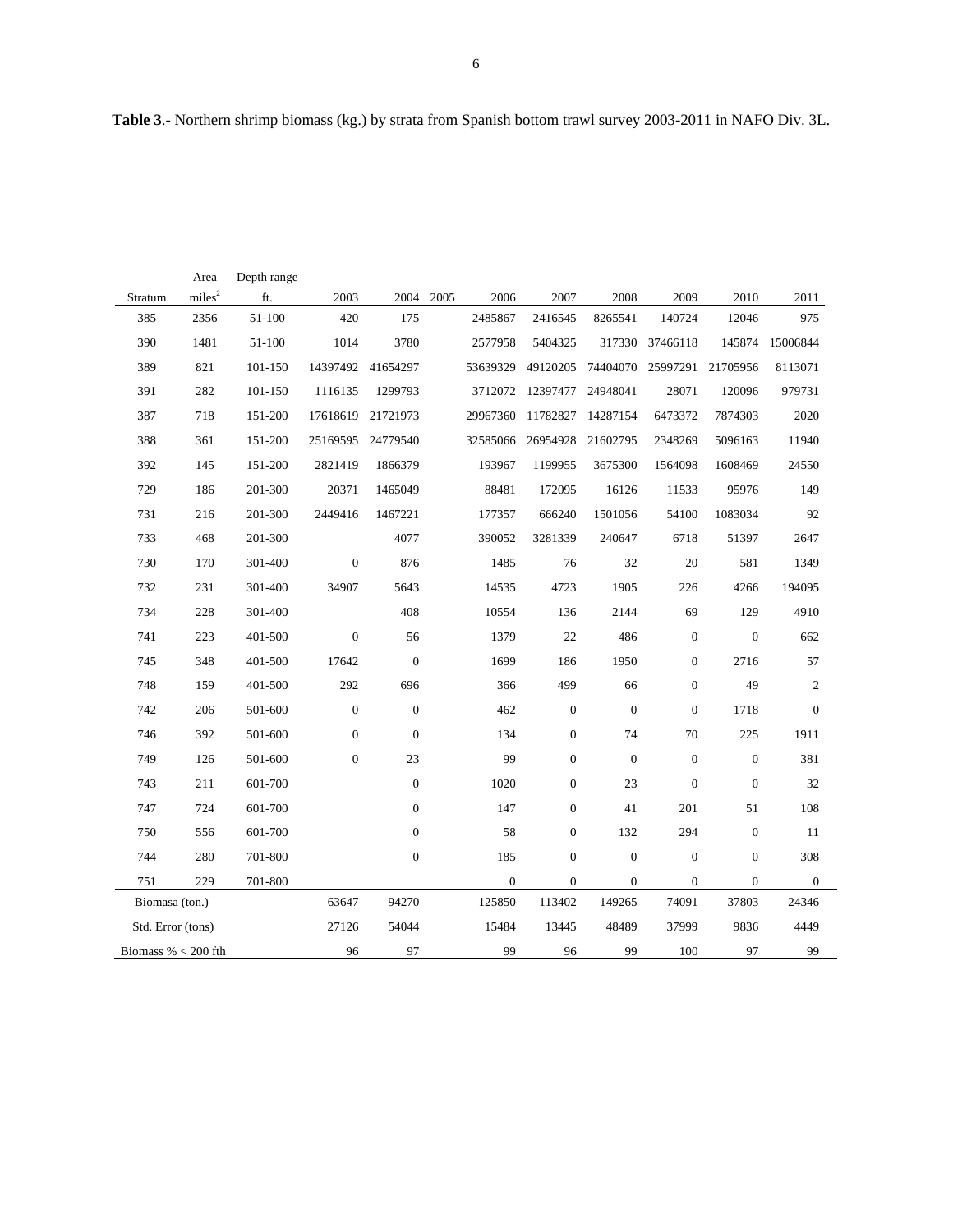**Table 3**.- Northern shrimp biomass (kg.) by strata from Spanish bottom trawl survey 2003-2011 in NAFO Div. 3L.

| Stratum | Area miles$^2$ | Depth range ft. | 2003 | 2004 | 2005 | 2006 | 2007 | 2008 | 2009 | 2010 | 2011 |
|---|---|---|---|---|---|---|---|---|---|---|---|
| 385 | 2356 | 51-100 | 420 | 175 | | 2485867 | 2416545 | 8265541 | 140724 | 12046 | 975 |
| 390 | 1481 | 51-100 | 1014 | 3780 | | 2577958 | 5404325 | 317330 | 37466118 | 145874 | 15006844 |
| 389 | 821 | 101-150 | 14397492 | 41654297 | | 53639329 | 49120205 | 74404070 | 25997291 | 21705956 | 8113071 |
| 391 | 282 | 101-150 | 1116135 | 1299793 | | 3712072 | 12397477 | 24948041 | 28071 | 120096 | 979731 |
| 387 | 718 | 151-200 | 17618619 | 21721973 | | 29967360 | 11782827 | 14287154 | 6473372 | 7874303 | 2020 |
| 388 | 361 | 151-200 | 25169595 | 24779540 | | 32585066 | 26954928 | 21602795 | 2348269 | 5096163 | 11940 |
| 392 | 145 | 151-200 | 2821419 | 1866379 | | 193967 | 1199955 | 3675300 | 1564098 | 1608469 | 24550 |
| 729 | 186 | 201-300 | 20371 | 1465049 | | 88481 | 172095 | 16126 | 11533 | 95976 | 149 |
| 731 | 216 | 201-300 | 2449416 | 1467221 | | 177357 | 666240 | 1501056 | 54100 | 1083034 | 92 |
| 733 | 468 | 201-300 | | 4077 | | 390052 | 3281339 | 240647 | 6718 | 51397 | 2647 |
| 730 | 170 | 301-400 | 0 | 876 | | 1485 | 76 | 32 | 20 | 581 | 1349 |
| 732 | 231 | 301-400 | 34907 | 5643 | | 14535 | 4723 | 1905 | 226 | 4266 | 194095 |
| 734 | 228 | 301-400 | | 408 | | 10554 | 136 | 2144 | 69 | 129 | 4910 |
| 741 | 223 | 401-500 | 0 | 56 | | 1379 | 22 | 486 | 0 | 0 | 662 |
| 745 | 348 | 401-500 | 17642 | 0 | | 1699 | 186 | 1950 | 0 | 2716 | 57 |
| 748 | 159 | 401-500 | 292 | 696 | | 366 | 499 | 66 | 0 | 49 | 2 |
| 742 | 206 | 501-600 | 0 | 0 | | 462 | 0 | 0 | 0 | 1718 | 0 |
| 746 | 392 | 501-600 | 0 | 0 | | 134 | 0 | 74 | 70 | 225 | 1911 |
| 749 | 126 | 501-600 | 0 | 23 | | 99 | 0 | 0 | 0 | 0 | 381 |
| 743 | 211 | 601-700 | | 0 | | 1020 | 0 | 23 | 0 | 0 | 32 |
| 747 | 724 | 601-700 | | 0 | | 147 | 0 | 41 | 201 | 51 | 108 |
| 750 | 556 | 601-700 | | 0 | | 58 | 0 | 132 | 294 | 0 | 11 |
| 744 | 280 | 701-800 | | 0 | | 185 | 0 | 0 | 0 | 0 | 308 |
| 751 | 229 | 701-800 | | | | 0 | 0 | 0 | 0 | 0 | 0 |
| Biomasa (ton.) | | | 63647 | 94270 | | 125850 | 113402 | 149265 | 74091 | 37803 | 24346 |
| Std. Error (tons) | | | 27126 | 54044 | | 15484 | 13445 | 48489 | 37999 | 9836 | 4449 |
| Biomass % < 200 fth | | | 96 | 97 | | 99 | 96 | 99 | 100 | 97 | 99 |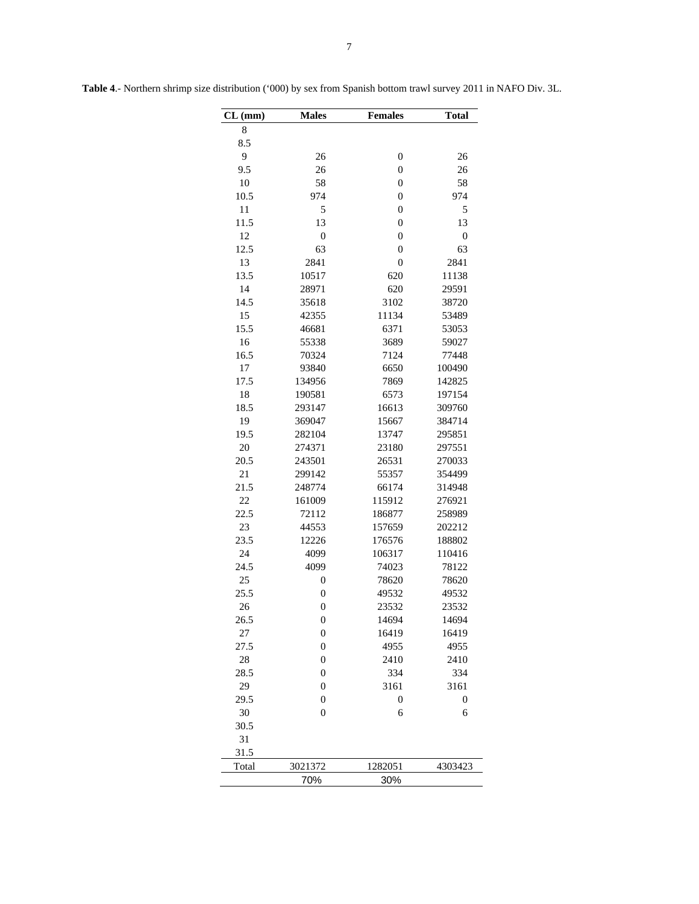**Table 4**.- Northern shrimp size distribution ('000) by sex from Spanish bottom trawl survey 2011 in NAFO Div. 3L.

| CL (mm) | Males | Females | Total |
|---|---|---|---|
| 8 | | | |
| 8.5 | | | |
| 9 | 26 | 0 | 26 |
| 9.5 | 26 | 0 | 26 |
| 10 | 58 | 0 | 58 |
| 10.5 | 974 | 0 | 974 |
| 11 | 5 | 0 | 5 |
| 11.5 | 13 | 0 | 13 |
| 12 | 0 | 0 | 0 |
| 12.5 | 63 | 0 | 63 |
| 13 | 2841 | 0 | 2841 |
| 13.5 | 10517 | 620 | 11138 |
| 14 | 28971 | 620 | 29591 |
| 14.5 | 35618 | 3102 | 38720 |
| 15 | 42355 | 11134 | 53489 |
| 15.5 | 46681 | 6371 | 53053 |
| 16 | 55338 | 3689 | 59027 |
| 16.5 | 70324 | 7124 | 77448 |
| 17 | 93840 | 6650 | 100490 |
| 17.5 | 134956 | 7869 | 142825 |
| 18 | 190581 | 6573 | 197154 |
| 18.5 | 293147 | 16613 | 309760 |
| 19 | 369047 | 15667 | 384714 |
| 19.5 | 282104 | 13747 | 295851 |
| 20 | 274371 | 23180 | 297551 |
| 20.5 | 243501 | 26531 | 270033 |
| 21 | 299142 | 55357 | 354499 |
| 21.5 | 248774 | 66174 | 314948 |
| 22 | 161009 | 115912 | 276921 |
| 22.5 | 72112 | 186877 | 258989 |
| 23 | 44553 | 157659 | 202212 |
| 23.5 | 12226 | 176576 | 188802 |
| 24 | 4099 | 106317 | 110416 |
| 24.5 | 4099 | 74023 | 78122 |
| 25 | 0 | 78620 | 78620 |
| 25.5 | 0 | 49532 | 49532 |
| 26 | 0 | 23532 | 23532 |
| 26.5 | 0 | 14694 | 14694 |
| 27 | 0 | 16419 | 16419 |
| 27.5 | 0 | 4955 | 4955 |
| 28 | 0 | 2410 | 2410 |
| 28.5 | 0 | 334 | 334 |
| 29 | 0 | 3161 | 3161 |
| 29.5 | 0 | 0 | 0 |
| 30 | 0 | 6 | 6 |
| 30.5 | | | |
| 31 | | | |
| 31.5 | | | |
| Total | 3021372 | 1282051 | 4303423 |
| | 70% | 30% | |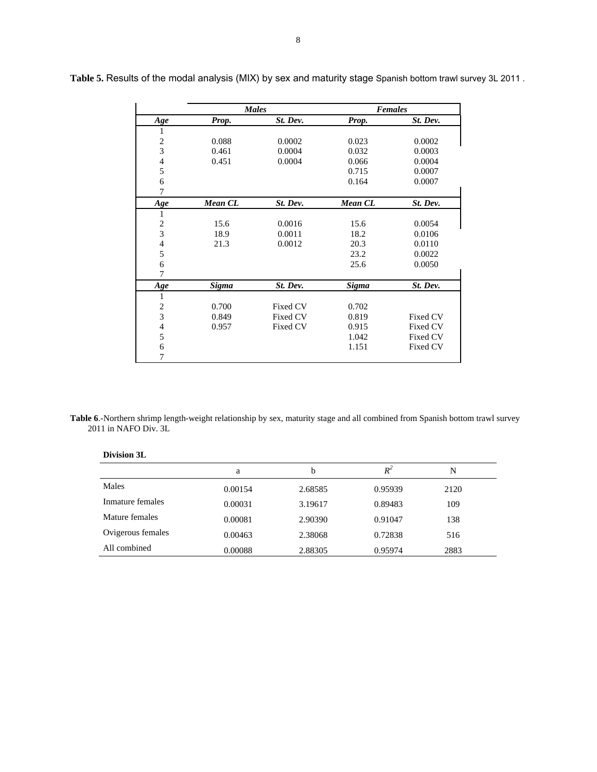**Table 5.** Results of the modal analysis (MIX) by sex and maturity stage Spanish bottom trawl survey 3L 2011 .

| | *Males* | | *Females* | |
|---|---|---|---|---|
| ***Age*** | ***Prop.*** | ***St. Dev.*** | ***Prop.*** | ***St. Dev.*** |
| 1 | | | | |
| 2 | 0.088 | 0.0002 | 0.023 | 0.0002 |
| 3 | 0.461 | 0.0004 | 0.032 | 0.0003 |
| 4 | 0.451 | 0.0004 | 0.066 | 0.0004 |
| 5 | | | 0.715 | 0.0007 |
| 6 | | | 0.164 | 0.0007 |
| 7 | | | | |
| ***Age*** | ***Mean CL*** | ***St. Dev.*** | ***Mean CL*** | ***St. Dev.*** |
| 1 | | | | |
| 2 | 15.6 | 0.0016 | 15.6 | 0.0054 |
| 3 | 18.9 | 0.0011 | 18.2 | 0.0106 |
| 4 | 21.3 | 0.0012 | 20.3 | 0.0110 |
| 5 | | | 23.2 | 0.0022 |
| 6 | | | 25.6 | 0.0050 |
| 7 | | | | |
| ***Age*** | ***Sigma*** | ***St. Dev.*** | ***Sigma*** | ***St. Dev.*** |
| 1 | | | | |
| 2 | 0.700 | Fixed CV | 0.702 | |
| 3 | 0.849 | Fixed CV | 0.819 | Fixed CV |
| 4 | 0.957 | Fixed CV | 0.915 | Fixed CV |
| 5 | | | 1.042 | Fixed CV |
| 6 | | | 1.151 | Fixed CV |
| 7 | | | | |

**Table 6**.-Northern shrimp length-weight relationship by sex, maturity stage and all combined from Spanish bottom trawl survey 2011 in NAFO Div. 3L

**Division 3L**

| | a | b | $R^2$ | N |
|---|---|---|---|---|
| Males | 0.00154 | 2.68585 | 0.95939 | 2120 |
| Inmature females | 0.00031 | 3.19617 | 0.89483 | 109 |
| Mature females | 0.00081 | 2.90390 | 0.91047 | 138 |
| Ovigerous females | 0.00463 | 2.38068 | 0.72838 | 516 |
| All combined | 0.00088 | 2.88305 | 0.95974 | 2883 |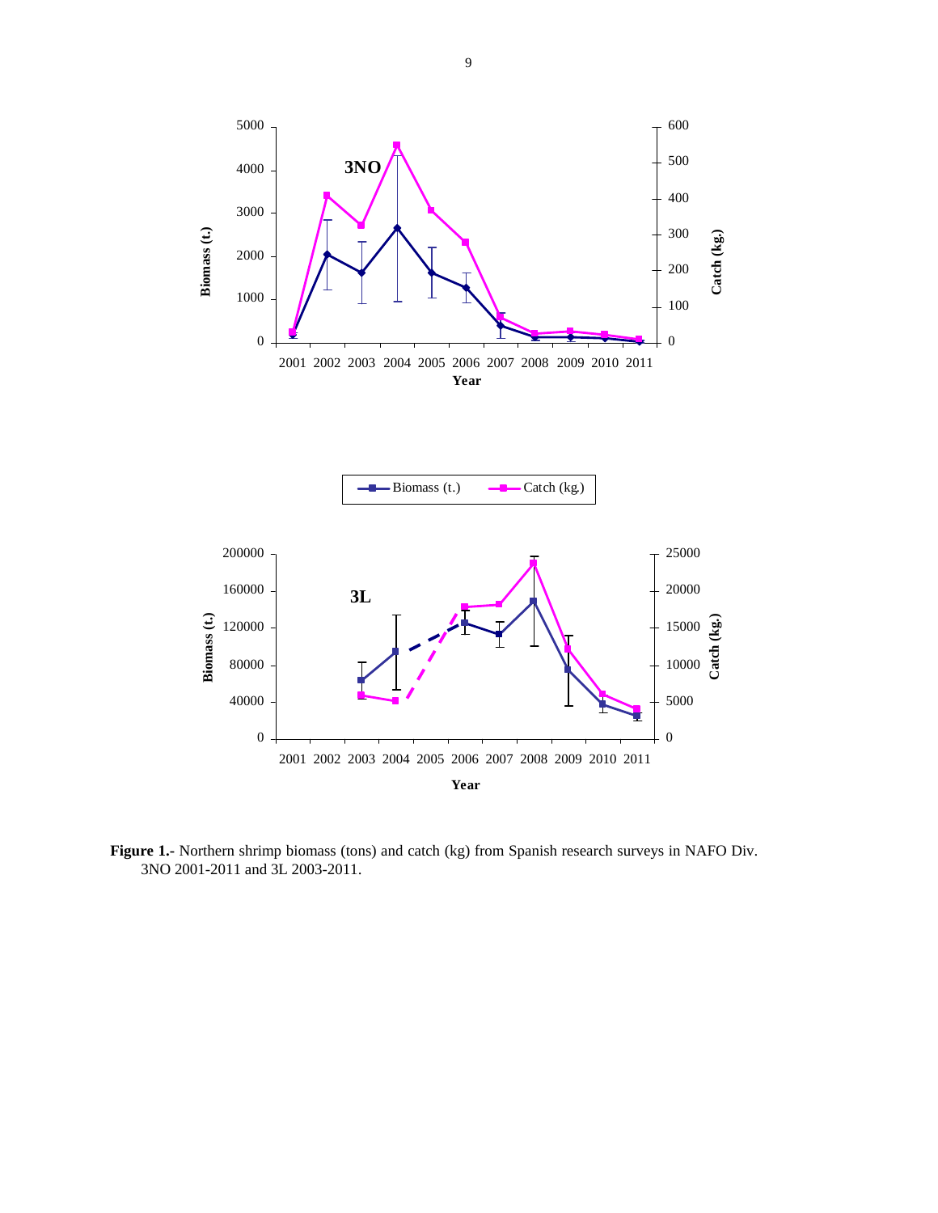**Figure 1.-** Northern shrimp biomass (tons) and catch (kg) from Spanish research surveys in NAFO Div. 3NO 2001-2011 and 3L 2003-2011.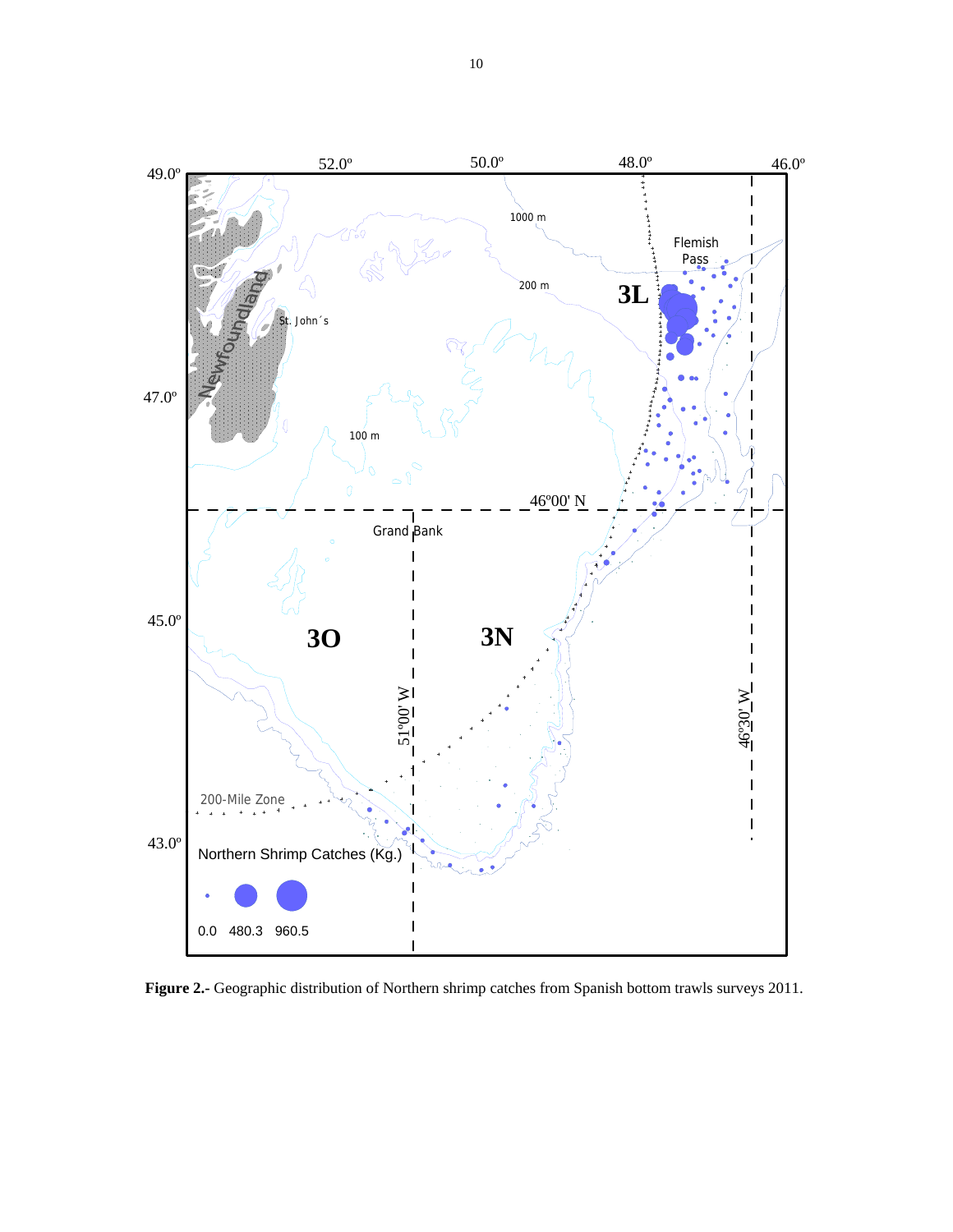**Figure 2.-** Geographic distribution of Northern shrimp catches from Spanish bottom trawls surveys 2011.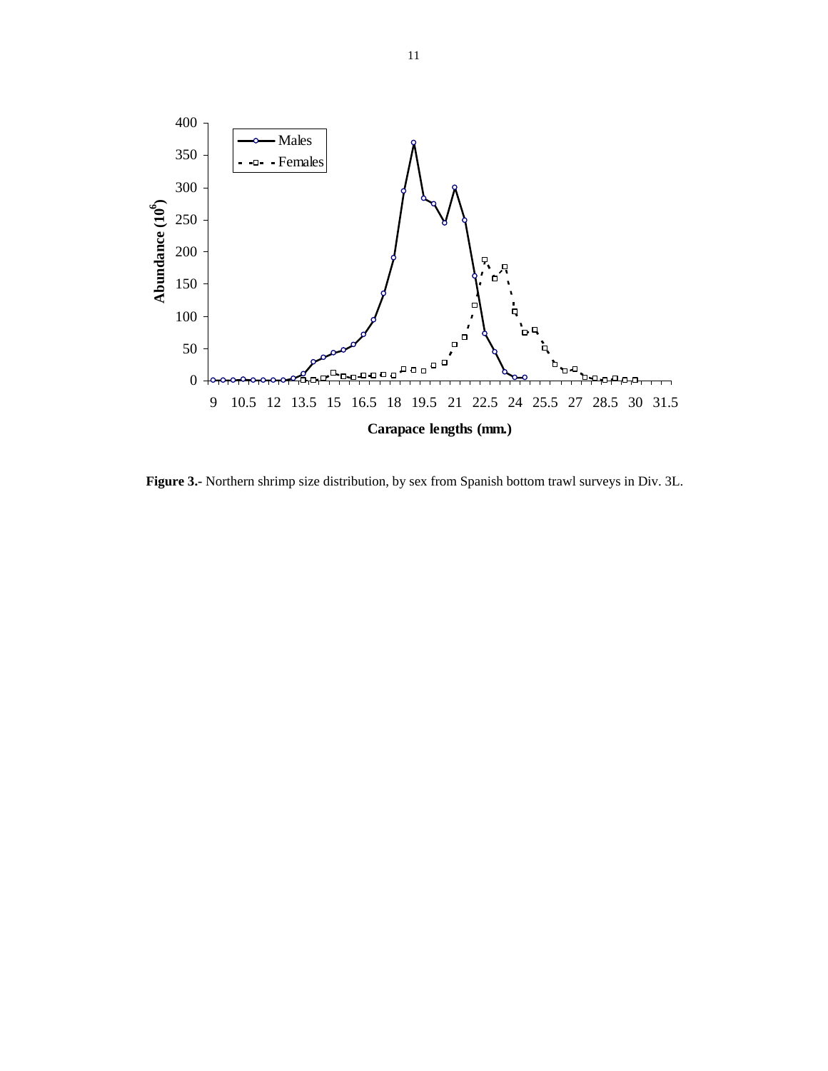400
350
300
250
200
150
100
50
0

Abundance ($10^6$)

Males
Females

9 10.5 12 13.5 15 16.5 18 19.5 21 22.5 24 25.5 27 28.5 30 31.5

Carapace lengths (mm.)

**Figure 3.-** Northern shrimp size distribution, by sex from Spanish bottom trawl surveys in Div. 3L.